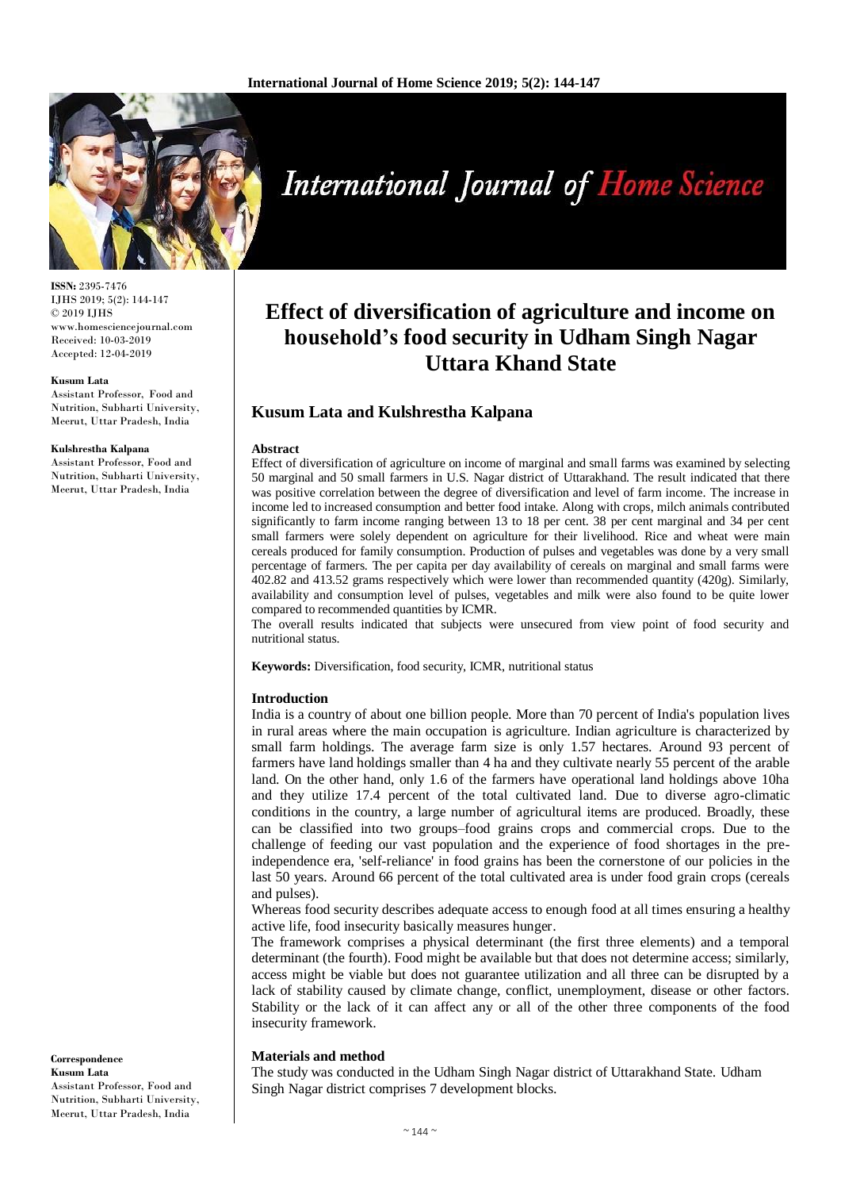**ISSN:** 2395-7476
IJHS 2019; 5(2): 144-147
© 2019 IJHS
www.homesciencejournal.com
Received: 10-03-2019
Accepted: 12-04-2019

**Kusum Lata**
Assistant Professor, Food and Nutrition, Subharti University, Meerut, Uttar Pradesh, India

**Kulshrestha Kalpana**
Assistant Professor, Food and Nutrition, Subharti University, Meerut, Uttar Pradesh, India

**Correspondence**
**Kusum Lata**
Assistant Professor, Food and Nutrition, Subharti University, Meerut, Uttar Pradesh, India

# Effect of diversification of agriculture and income on household's food security in Udham Singh Nagar Uttara Khand State

## Kusum Lata and Kulshrestha Kalpana

### Abstract

Effect of diversification of agriculture on income of marginal and small farms was examined by selecting 50 marginal and 50 small farmers in U.S. Nagar district of Uttarakhand. The result indicated that there was positive correlation between the degree of diversification and level of farm income. The increase in income led to increased consumption and better food intake. Along with crops, milch animals contributed significantly to farm income ranging between 13 to 18 per cent. 38 per cent marginal and 34 per cent small farmers were solely dependent on agriculture for their livelihood. Rice and wheat were main cereals produced for family consumption. Production of pulses and vegetables was done by a very small percentage of farmers. The per capita per day availability of cereals on marginal and small farms were 402.82 and 413.52 grams respectively which were lower than recommended quantity (420g). Similarly, availability and consumption level of pulses, vegetables and milk were also found to be quite lower compared to recommended quantities by ICMR.

The overall results indicated that subjects were unsecured from view point of food security and nutritional status.

**Keywords:** Diversification, food security, ICMR, nutritional status

### Introduction

India is a country of about one billion people. More than 70 percent of India's population lives in rural areas where the main occupation is agriculture. Indian agriculture is characterized by small farm holdings. The average farm size is only 1.57 hectares. Around 93 percent of farmers have land holdings smaller than 4 ha and they cultivate nearly 55 percent of the arable land. On the other hand, only 1.6 of the farmers have operational land holdings above 10ha and they utilize 17.4 percent of the total cultivated land. Due to diverse agro-climatic conditions in the country, a large number of agricultural items are produced. Broadly, these can be classified into two groups–food grains crops and commercial crops. Due to the challenge of feeding our vast population and the experience of food shortages in the pre-independence era, 'self-reliance' in food grains has been the cornerstone of our policies in the last 50 years. Around 66 percent of the total cultivated area is under food grain crops (cereals and pulses).

Whereas food security describes adequate access to enough food at all times ensuring a healthy active life, food insecurity basically measures hunger.

The framework comprises a physical determinant (the first three elements) and a temporal determinant (the fourth). Food might be available but that does not determine access; similarly, access might be viable but does not guarantee utilization and all three can be disrupted by a lack of stability caused by climate change, conflict, unemployment, disease or other factors. Stability or the lack of it can affect any or all of the other three components of the food insecurity framework.

### Materials and method

The study was conducted in the Udham Singh Nagar district of Uttarakhand State. Udham Singh Nagar district comprises 7 development blocks.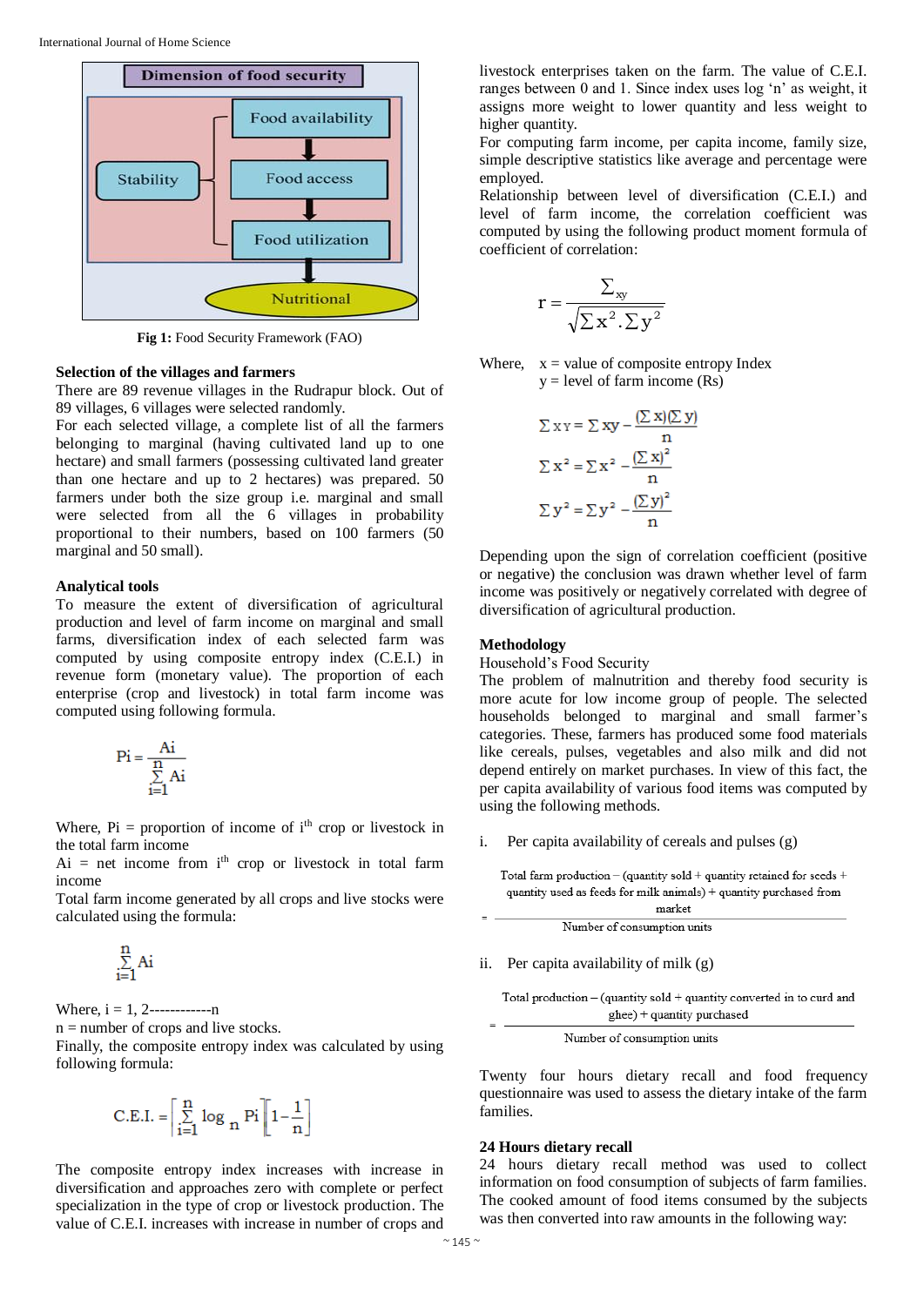Fig 1: Food Security Framework (FAO)

### Selection of the villages and farmers

There are 89 revenue villages in the Rudrapur block. Out of 89 villages, 6 villages were selected randomly.

For each selected village, a complete list of all the farmers belonging to marginal (having cultivated land up to one hectare) and small farmers (possessing cultivated land greater than one hectare and up to 2 hectares) was prepared. 50 farmers under both the size group i.e. marginal and small were selected from all the 6 villages in probability proportional to their numbers, based on 100 farmers (50 marginal and 50 small).

### Analytical tools

To measure the extent of diversification of agricultural production and level of farm income on marginal and small farms, diversification index of each selected farm was computed by using composite entropy index (C.E.I.) in revenue form (monetary value). The proportion of each enterprise (crop and livestock) in total farm income was computed using following formula.

$$Pi = \frac{Ai}{\sum_{i=1}^{n} Ai}$$

Where, Pi = proportion of income of i$^{th}$ crop or livestock in the total farm income

Ai = net income from i$^{th}$ crop or livestock in total farm income

Total farm income generated by all crops and live stocks were calculated using the formula:

$$\sum_{i=1}^{n} Ai$$

Where, i = 1, 2------------n

n = number of crops and live stocks.

Finally, the composite entropy index was calculated by using following formula:

$$C.E.I. = \left[\sum_{i=1}^{n} \log_n Pi\right]\left[1-\frac{1}{n}\right]$$

The composite entropy index increases with increase in diversification and approaches zero with complete or perfect specialization in the type of crop or livestock production. The value of C.E.I. increases with increase in number of crops and livestock enterprises taken on the farm. The value of C.E.I. ranges between 0 and 1. Since index uses log 'n' as weight, it assigns more weight to lower quantity and less weight to higher quantity.

For computing farm income, per capita income, family size, simple descriptive statistics like average and percentage were employed.

Relationship between level of diversification (C.E.I.) and level of farm income, the correlation coefficient was computed by using the following product moment formula of coefficient of correlation:

$$r = \frac{\sum_{xy}}{\sqrt{\sum x^2 . \sum y^2}}$$

Where, x = value of composite entropy Index

y = level of farm income (Rs)

$$\sum xy = \sum xy - \frac{(\sum x)(\sum y)}{n}$$

$$\sum x^2 = \sum x^2 - \frac{(\sum x)^2}{n}$$

$$\sum y^2 = \sum y^2 - \frac{(\sum y)^2}{n}$$

Depending upon the sign of correlation coefficient (positive or negative) the conclusion was drawn whether level of farm income was positively or negatively correlated with degree of diversification of agricultural production.

### Methodology

Household's Food Security

The problem of malnutrition and thereby food security is more acute for low income group of people. The selected households belonged to marginal and small farmer's categories. These, farmers has produced some food materials like cereals, pulses, vegetables and also milk and did not depend entirely on market purchases. In view of this fact, the per capita availability of various food items was computed by using the following methods.

i. Per capita availability of cereals and pulses (g)

$$= \frac{\text{Total farm production} - (\text{quantity sold} + \text{quantity retained for seeds} + \text{quantity used as feeds for milk animals}) + \text{quantity purchased from market}}{\text{Number of consumption units}}$$

ii. Per capita availability of milk (g)

$$= \frac{\text{Total production} - (\text{quantity sold} + \text{quantity converted in to curd and ghee}) + \text{quantity purchased}}{\text{Number of consumption units}}$$

Twenty four hours dietary recall and food frequency questionnaire was used to assess the dietary intake of the farm families.

### 24 Hours dietary recall

24 hours dietary recall method was used to collect information on food consumption of subjects of farm families. The cooked amount of food items consumed by the subjects was then converted into raw amounts in the following way: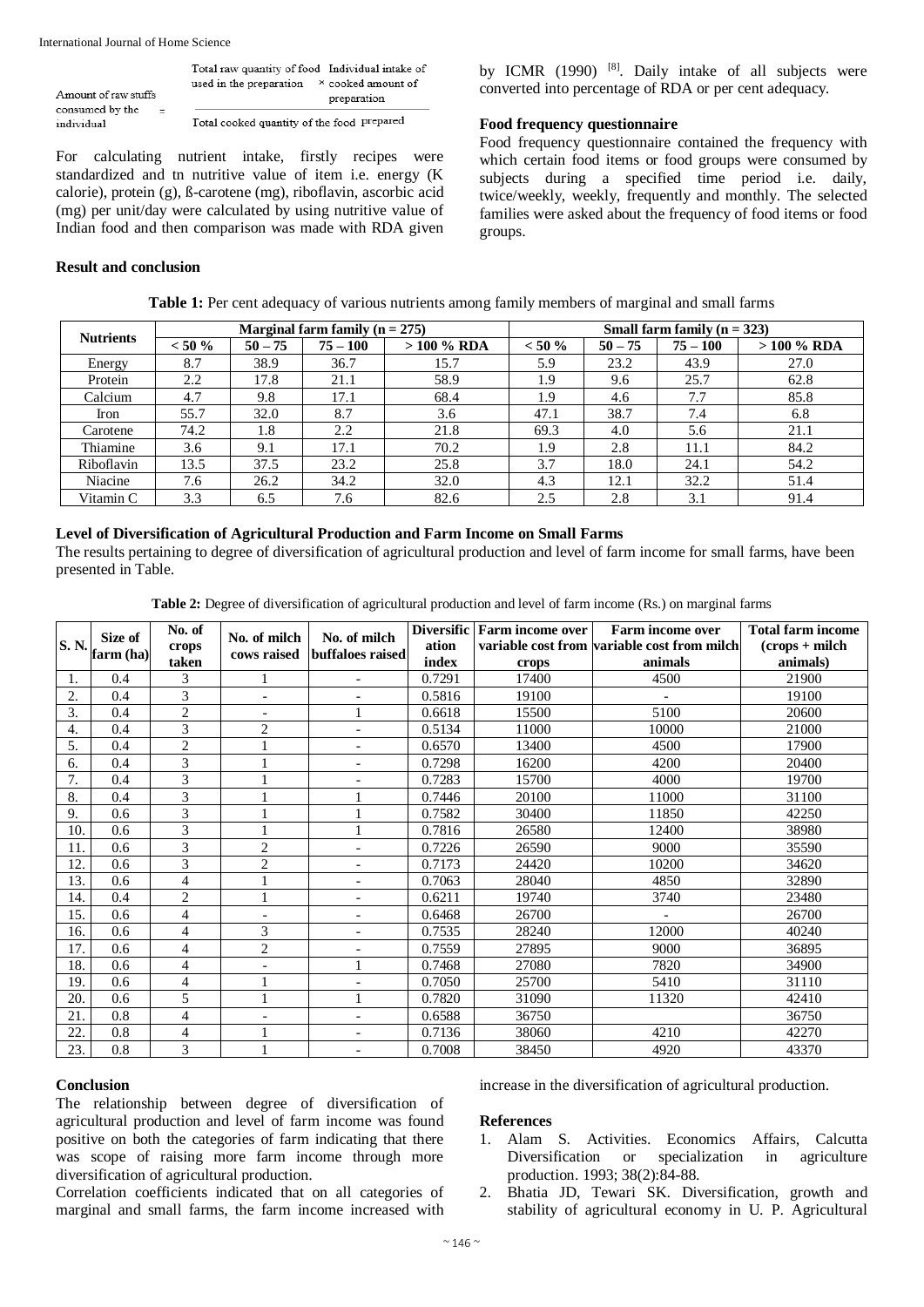$$\text{Amount of raw stuffs consumed by the individual} = \frac{\text{Total raw quantity of food used in the preparation} \times \text{Individual intake of cooked amount of preparation}}{\text{Total cooked quantity of the food prepared}}$$

For calculating nutrient intake, firstly recipes were standardized and tn nutritive value of item i.e. energy (K calorie), protein (g), ß-carotene (mg), riboflavin, ascorbic acid (mg) per unit/day were calculated by using nutritive value of Indian food and then comparison was made with RDA given by ICMR (1990) [8]. Daily intake of all subjects were converted into percentage of RDA or per cent adequacy.

### Food frequency questionnaire

Food frequency questionnaire contained the frequency with which certain food items or food groups were consumed by subjects during a specified time period i.e. daily, twice/weekly, weekly, frequently and monthly. The selected families were asked about the frequency of food items or food groups.

## Result and conclusion

**Table 1:** Per cent adequacy of various nutrients among family members of marginal and small farms

| Nutrients | Marginal farm family (n = 275) | | | | Small farm family (n = 323) | | | |
|---|---|---|---|---|---|---|---|---|
| | < 50 % | 50 – 75 | 75 – 100 | > 100 % RDA | < 50 % | 50 – 75 | 75 – 100 | > 100 % RDA |
| Energy | 8.7 | 38.9 | 36.7 | 15.7 | 5.9 | 23.2 | 43.9 | 27.0 |
| Protein | 2.2 | 17.8 | 21.1 | 58.9 | 1.9 | 9.6 | 25.7 | 62.8 |
| Calcium | 4.7 | 9.8 | 17.1 | 68.4 | 1.9 | 4.6 | 7.7 | 85.8 |
| Iron | 55.7 | 32.0 | 8.7 | 3.6 | 47.1 | 38.7 | 7.4 | 6.8 |
| Carotene | 74.2 | 1.8 | 2.2 | 21.8 | 69.3 | 4.0 | 5.6 | 21.1 |
| Thiamine | 3.6 | 9.1 | 17.1 | 70.2 | 1.9 | 2.8 | 11.1 | 84.2 |
| Riboflavin | 13.5 | 37.5 | 23.2 | 25.8 | 3.7 | 18.0 | 24.1 | 54.2 |
| Niacine | 7.6 | 26.2 | 34.2 | 32.0 | 4.3 | 12.1 | 32.2 | 51.4 |
| Vitamin C | 3.3 | 6.5 | 7.6 | 82.6 | 2.5 | 2.8 | 3.1 | 91.4 |

### Level of Diversification of Agricultural Production and Farm Income on Small Farms

The results pertaining to degree of diversification of agricultural production and level of farm income for small farms, have been presented in Table.

**Table 2:** Degree of diversification of agricultural production and level of farm income (Rs.) on marginal farms

| S. N. | Size of farm (ha) | No. of crops taken | No. of milch cows raised | No. of milch buffaloes raised | Diversification index | Farm income over variable cost from crops | Farm income over variable cost from milch animals | Total farm income (crops + milch animals) |
|---|---|---|---|---|---|---|---|---|
| 1. | 0.4 | 3 | 1 | - | 0.7291 | 17400 | 4500 | 21900 |
| 2. | 0.4 | 3 | - | - | 0.5816 | 19100 | - | 19100 |
| 3. | 0.4 | 2 | - | 1 | 0.6618 | 15500 | 5100 | 20600 |
| 4. | 0.4 | 3 | 2 | - | 0.5134 | 11000 | 10000 | 21000 |
| 5. | 0.4 | 2 | 1 | - | 0.6570 | 13400 | 4500 | 17900 |
| 6. | 0.4 | 3 | 1 | - | 0.7298 | 16200 | 4200 | 20400 |
| 7. | 0.4 | 3 | 1 | - | 0.7283 | 15700 | 4000 | 19700 |
| 8. | 0.4 | 3 | 1 | 1 | 0.7446 | 20100 | 11000 | 31100 |
| 9. | 0.6 | 3 | 1 | 1 | 0.7582 | 30400 | 11850 | 42250 |
| 10. | 0.6 | 3 | 1 | 1 | 0.7816 | 26580 | 12400 | 38980 |
| 11. | 0.6 | 3 | 2 | - | 0.7226 | 26590 | 9000 | 35590 |
| 12. | 0.6 | 3 | 2 | - | 0.7173 | 24420 | 10200 | 34620 |
| 13. | 0.6 | 4 | 1 | - | 0.7063 | 28040 | 4850 | 32890 |
| 14. | 0.4 | 2 | 1 | - | 0.6211 | 19740 | 3740 | 23480 |
| 15. | 0.6 | 4 | - | - | 0.6468 | 26700 | - | 26700 |
| 16. | 0.6 | 4 | 3 | - | 0.7535 | 28240 | 12000 | 40240 |
| 17. | 0.6 | 4 | 2 | - | 0.7559 | 27895 | 9000 | 36895 |
| 18. | 0.6 | 4 | - | 1 | 0.7468 | 27080 | 7820 | 34900 |
| 19. | 0.6 | 4 | 1 | - | 0.7050 | 25700 | 5410 | 31110 |
| 20. | 0.6 | 5 | 1 | 1 | 0.7820 | 31090 | 11320 | 42410 |
| 21. | 0.8 | 4 | - | - | 0.6588 | 36750 | | 36750 |
| 22. | 0.8 | 4 | 1 | - | 0.7136 | 38060 | 4210 | 42270 |
| 23. | 0.8 | 3 | 1 | - | 0.7008 | 38450 | 4920 | 43370 |

## Conclusion

The relationship between degree of diversification of agricultural production and level of farm income was found positive on both the categories of farm indicating that there was scope of raising more farm income through more diversification of agricultural production.

Correlation coefficients indicated that on all categories of marginal and small farms, the farm income increased with increase in the diversification of agricultural production.

## References

1. Alam S. Activities. Economics Affairs, Calcutta Diversification or specialization in agriculture production. 1993; 38(2):84-88.
2. Bhatia JD, Tewari SK. Diversification, growth and stability of agricultural economy in U. P. Agricultural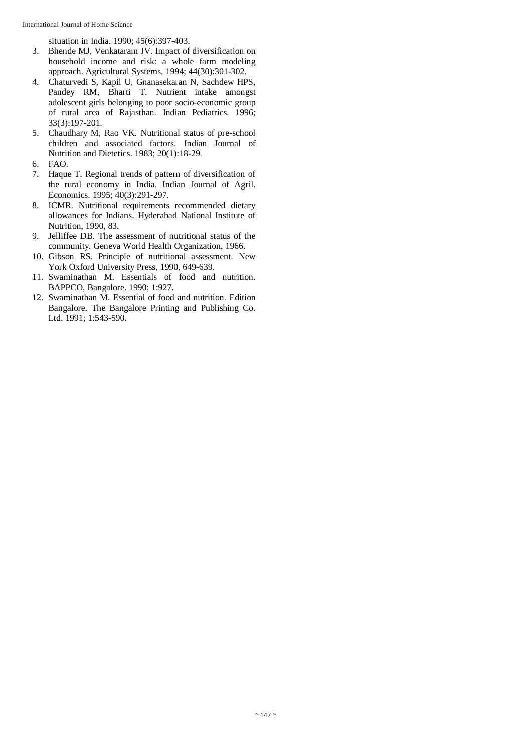situation in India. 1990; 45(6):397-403.

3. Bhende MJ, Venkataram JV. Impact of diversification on household income and risk: a whole farm modeling approach. Agricultural Systems. 1994; 44(30):301-302.
4. Chaturvedi S, Kapil U, Gnanasekaran N, Sachdew HPS, Pandey RM, Bharti T. Nutrient intake amongst adolescent girls belonging to poor socio-economic group of rural area of Rajasthan. Indian Pediatrics. 1996; 33(3):197-201.
5. Chaudhary M, Rao VK. Nutritional status of pre-school children and associated factors. Indian Journal of Nutrition and Dietetics. 1983; 20(1):18-29.
6. FAO.
7. Haque T. Regional trends of pattern of diversification of the rural economy in India. Indian Journal of Agril. Economics. 1995; 40(3):291-297.
8. ICMR. Nutritional requirements recommended dietary allowances for Indians. Hyderabad National Institute of Nutrition, 1990, 83.
9. Jelliffee DB. The assessment of nutritional status of the community. Geneva World Health Organization, 1966.
10. Gibson RS. Principle of nutritional assessment. New York Oxford University Press, 1990, 649-639.
11. Swaminathan M. Essentials of food and nutrition. BAPPCO, Bangalore. 1990; 1:927.
12. Swaminathan M. Essential of food and nutrition. Edition Bangalore. The Bangalore Printing and Publishing Co. Ltd. 1991; 1:543-590.